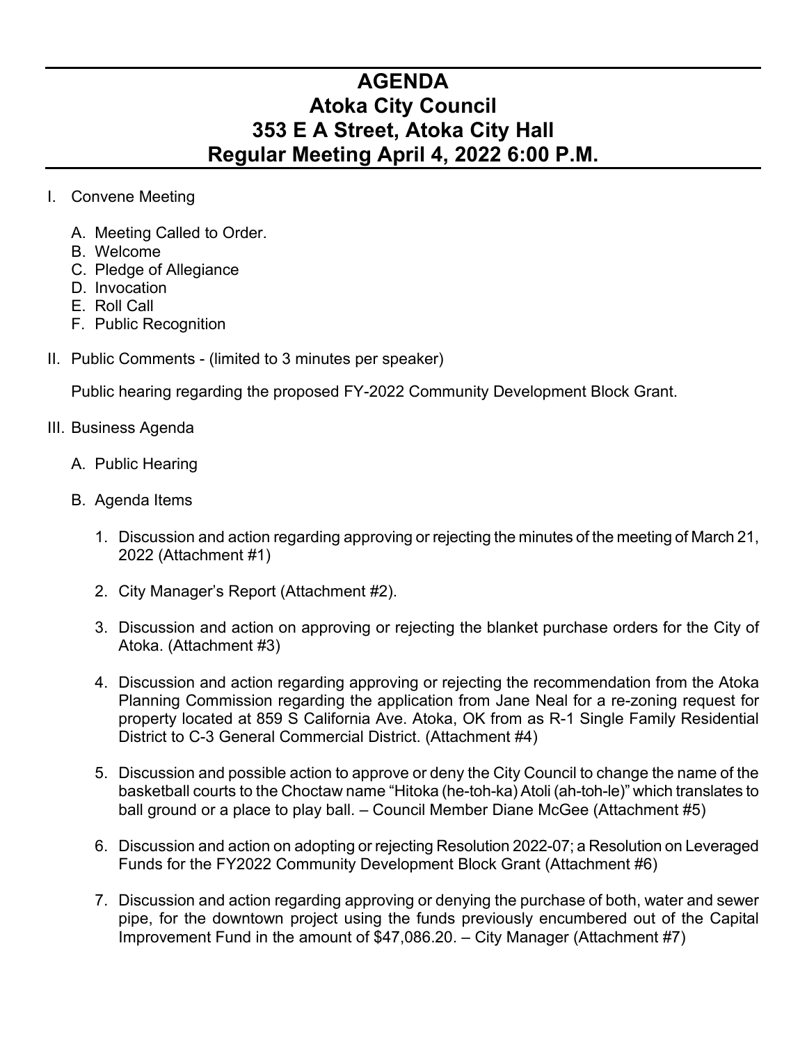# AGENDA
# Atoka City Council
# 353 E A Street, Atoka City Hall
# Regular Meeting April 4, 2022 6:00 P.M.

I. Convene Meeting

   A. Meeting Called to Order.
   B. Welcome
   C. Pledge of Allegiance
   D. Invocation
   E. Roll Call
   F. Public Recognition

II. Public Comments - (limited to 3 minutes per speaker)

   Public hearing regarding the proposed FY-2022 Community Development Block Grant.

III. Business Agenda

   A. Public Hearing

   B. Agenda Items

      1. Discussion and action regarding approving or rejecting the minutes of the meeting of March 21, 2022 (Attachment #1)

      2. City Manager's Report (Attachment #2).

      3. Discussion and action on approving or rejecting the blanket purchase orders for the City of Atoka. (Attachment #3)

      4. Discussion and action regarding approving or rejecting the recommendation from the Atoka Planning Commission regarding the application from Jane Neal for a re-zoning request for property located at 859 S California Ave. Atoka, OK from as R-1 Single Family Residential District to C-3 General Commercial District. (Attachment #4)

      5. Discussion and possible action to approve or deny the City Council to change the name of the basketball courts to the Choctaw name "Hitoka (he-toh-ka) Atoli (ah-toh-le)" which translates to ball ground or a place to play ball. – Council Member Diane McGee (Attachment #5)

      6. Discussion and action on adopting or rejecting Resolution 2022-07; a Resolution on Leveraged Funds for the FY2022 Community Development Block Grant (Attachment #6)

      7. Discussion and action regarding approving or denying the purchase of both, water and sewer pipe, for the downtown project using the funds previously encumbered out of the Capital Improvement Fund in the amount of $47,086.20. – City Manager (Attachment #7)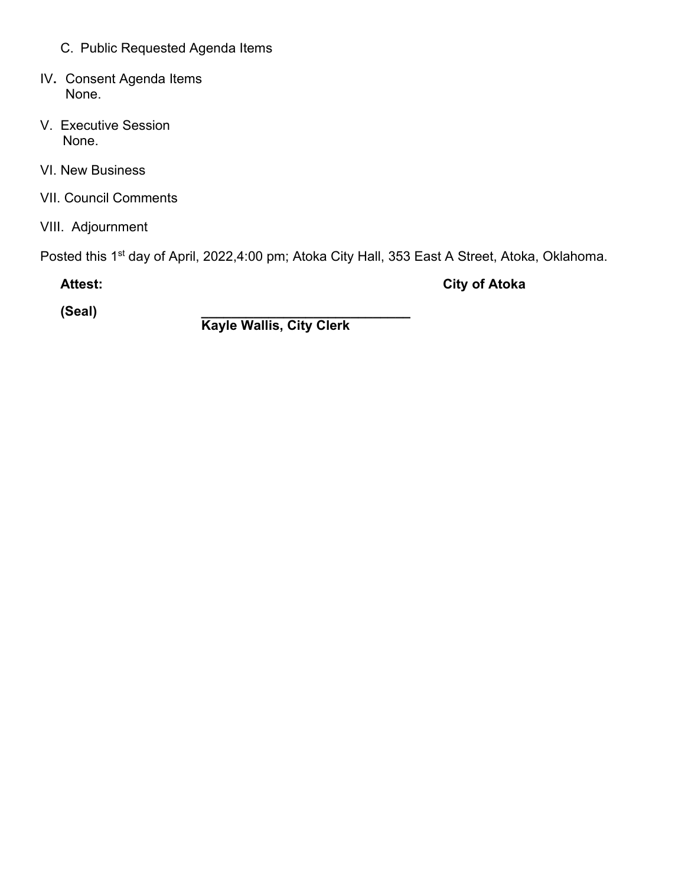C. Public Requested Agenda Items

IV. Consent Agenda Items
None.

V. Executive Session
None.

VI. New Business

VII. Council Comments

VIII. Adjournment

Posted this 1st day of April, 2022,4:00 pm; Atoka City Hall, 353 East A Street, Atoka, Oklahoma.

**Attest:** **City of Atoka**

**(Seal)** ____________________________
**Kayle Wallis, City Clerk**